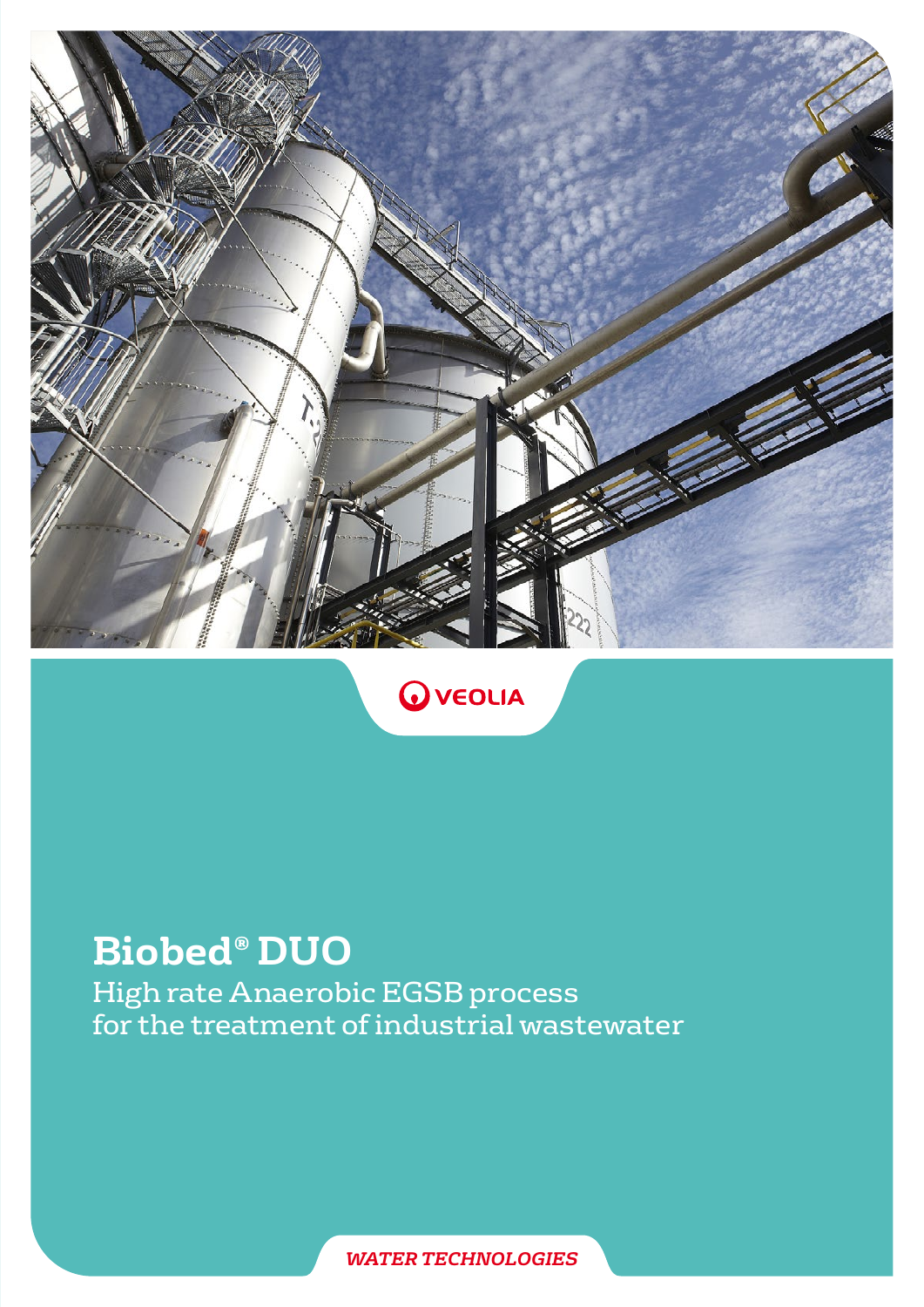VEOLIA

# Biobed® DUO

High rate Anaerobic EGSB process
for the treatment of industrial wastewater

*WATER TECHNOLOGIES*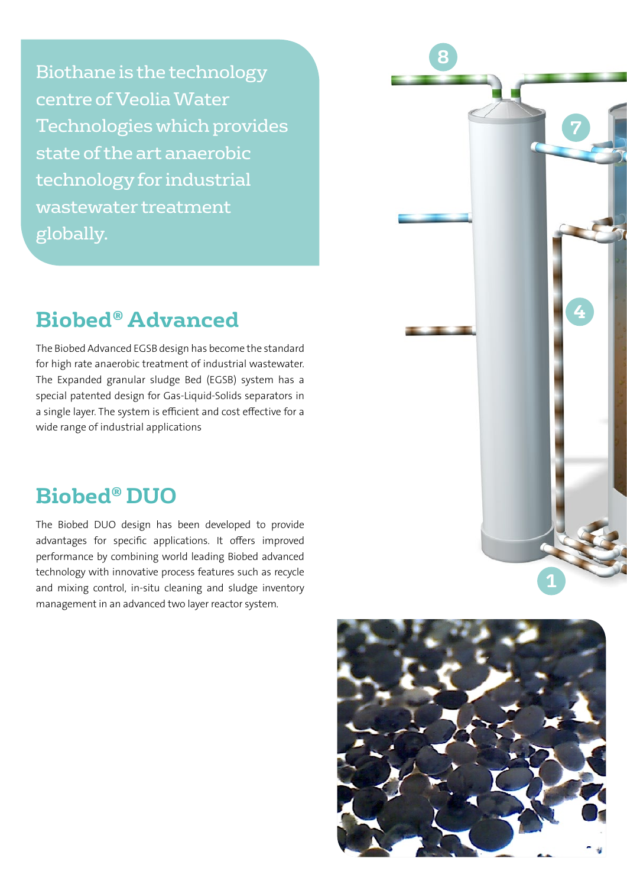Biothane is the technology centre of Veolia Water Technologies which provides state of the art anaerobic technology for industrial wastewater treatment globally.

## Biobed® Advanced

The Biobed Advanced EGSB design has become the standard for high rate anaerobic treatment of industrial wastewater. The Expanded granular sludge Bed (EGSB) system has a special patented design for Gas-Liquid-Solids separators in a single layer. The system is efficient and cost effective for a wide range of industrial applications

## Biobed® DUO

The Biobed DUO design has been developed to provide advantages for specific applications. It offers improved performance by combining world leading Biobed advanced technology with innovative process features such as recycle and mixing control, in-situ cleaning and sludge inventory management in an advanced two layer reactor system.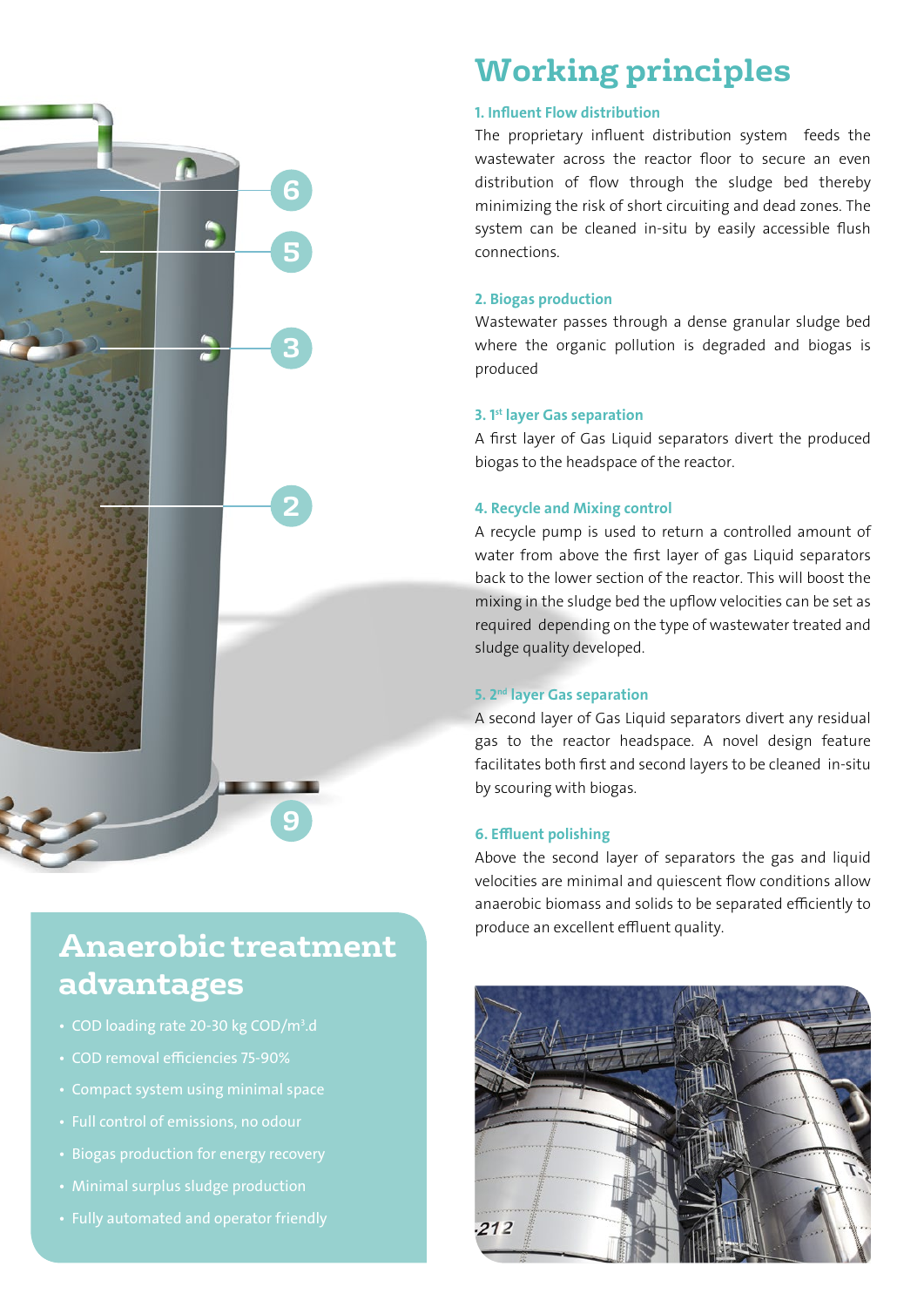# Working principles

### 1. Influent Flow distribution

The proprietary influent distribution system feeds the wastewater across the reactor floor to secure an even distribution of flow through the sludge bed thereby minimizing the risk of short circuiting and dead zones. The system can be cleaned in-situ by easily accessible flush connections.

### 2. Biogas production

Wastewater passes through a dense granular sludge bed where the organic pollution is degraded and biogas is produced

### 3. 1st layer Gas separation

A first layer of Gas Liquid separators divert the produced biogas to the headspace of the reactor.

### 4. Recycle and Mixing control

A recycle pump is used to return a controlled amount of water from above the first layer of gas Liquid separators back to the lower section of the reactor. This will boost the mixing in the sludge bed the upflow velocities can be set as required depending on the type of wastewater treated and sludge quality developed.

### 5. 2nd layer Gas separation

A second layer of Gas Liquid separators divert any residual gas to the reactor headspace. A novel design feature facilitates both first and second layers to be cleaned in-situ by scouring with biogas.

### 6. Effluent polishing

Above the second layer of separators the gas and liquid velocities are minimal and quiescent flow conditions allow anaerobic biomass and solids to be separated efficiently to produce an excellent effluent quality.

## Anaerobic treatment advantages

- COD loading rate 20-30 kg COD/m$^3$.d
- COD removal efficiencies 75-90%
- Compact system using minimal space
- Full control of emissions, no odour
- Biogas production for energy recovery
- Minimal surplus sludge production
- Fully automated and operator friendly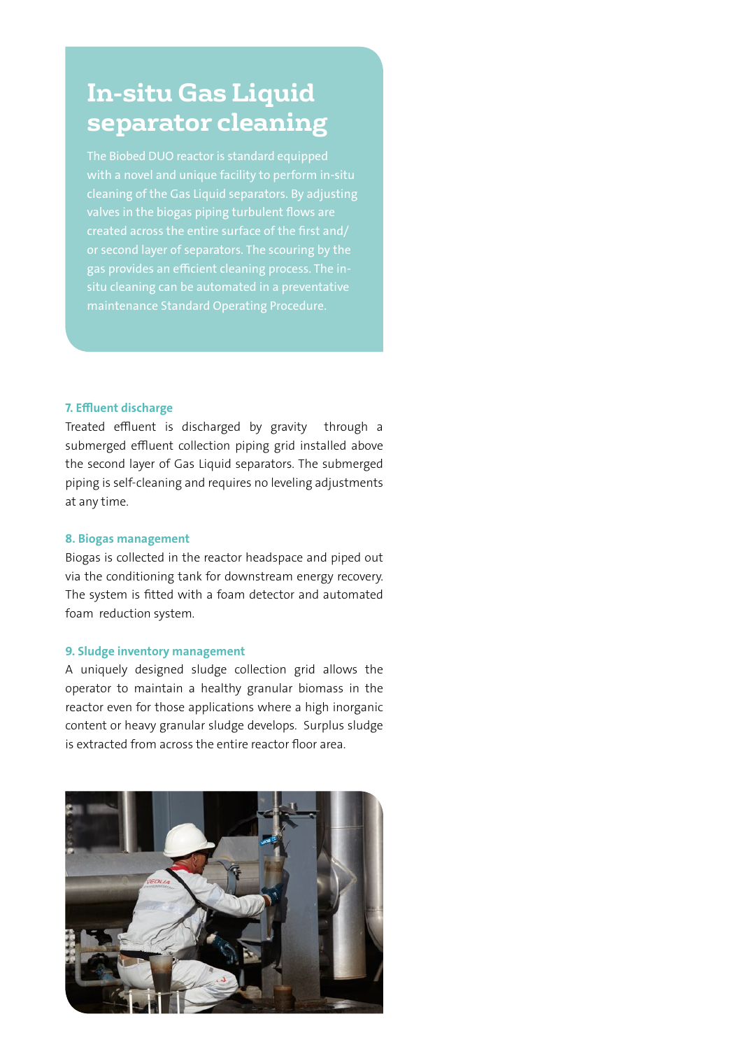# In-situ Gas Liquid separator cleaning

The Biobed DUO reactor is standard equipped with a novel and unique facility to perform in-situ cleaning of the Gas Liquid separators. By adjusting valves in the biogas piping turbulent flows are created across the entire surface of the first and/or second layer of separators. The scouring by the gas provides an efficient cleaning process. The in-situ cleaning can be automated in a preventative maintenance Standard Operating Procedure.

### 7. Effluent discharge

Treated effluent is discharged by gravity through a submerged effluent collection piping grid installed above the second layer of Gas Liquid separators. The submerged piping is self-cleaning and requires no leveling adjustments at any time.

### 8. Biogas management

Biogas is collected in the reactor headspace and piped out via the conditioning tank for downstream energy recovery. The system is fitted with a foam detector and automated foam reduction system.

### 9. Sludge inventory management

A uniquely designed sludge collection grid allows the operator to maintain a healthy granular biomass in the reactor even for those applications where a high inorganic content or heavy granular sludge develops. Surplus sludge is extracted from across the entire reactor floor area.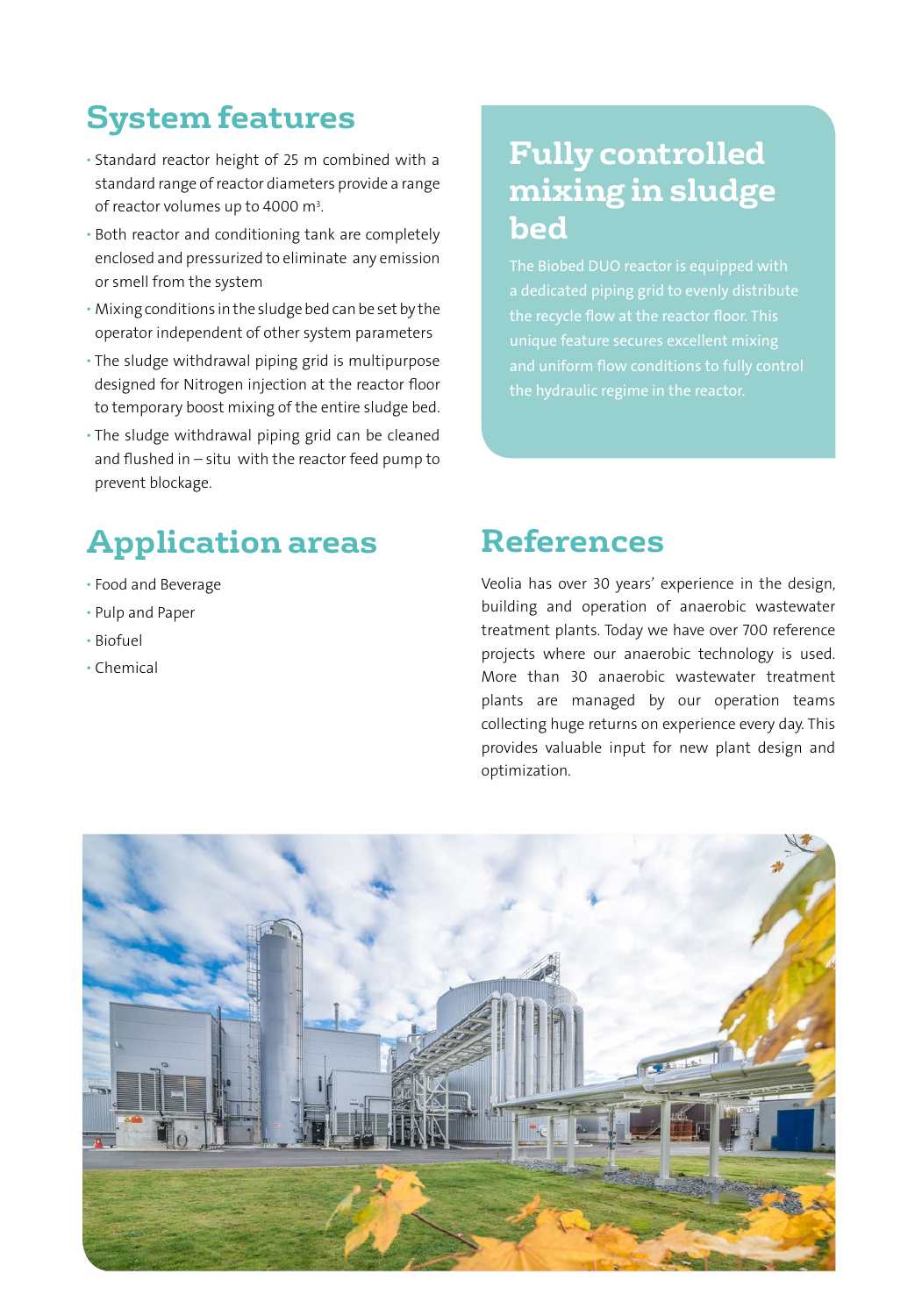## System features

- Standard reactor height of 25 m combined with a standard range of reactor diameters provide a range of reactor volumes up to 4000 $m^3$.
- Both reactor and conditioning tank are completely enclosed and pressurized to eliminate any emission or smell from the system
- Mixing conditions in the sludge bed can be set by the operator independent of other system parameters
- The sludge withdrawal piping grid is multipurpose designed for Nitrogen injection at the reactor floor to temporary boost mixing of the entire sludge bed.
- The sludge withdrawal piping grid can be cleaned and flushed in – situ with the reactor feed pump to prevent blockage.

## Fully controlled mixing in sludge bed

The Biobed DUO reactor is equipped with a dedicated piping grid to evenly distribute the recycle flow at the reactor floor. This unique feature secures excellent mixing and uniform flow conditions to fully control the hydraulic regime in the reactor.

## Application areas

- Food and Beverage
- Pulp and Paper
- Biofuel
- Chemical

## References

Veolia has over 30 years' experience in the design, building and operation of anaerobic wastewater treatment plants. Today we have over 700 reference projects where our anaerobic technology is used. More than 30 anaerobic wastewater treatment plants are managed by our operation teams collecting huge returns on experience every day. This provides valuable input for new plant design and optimization.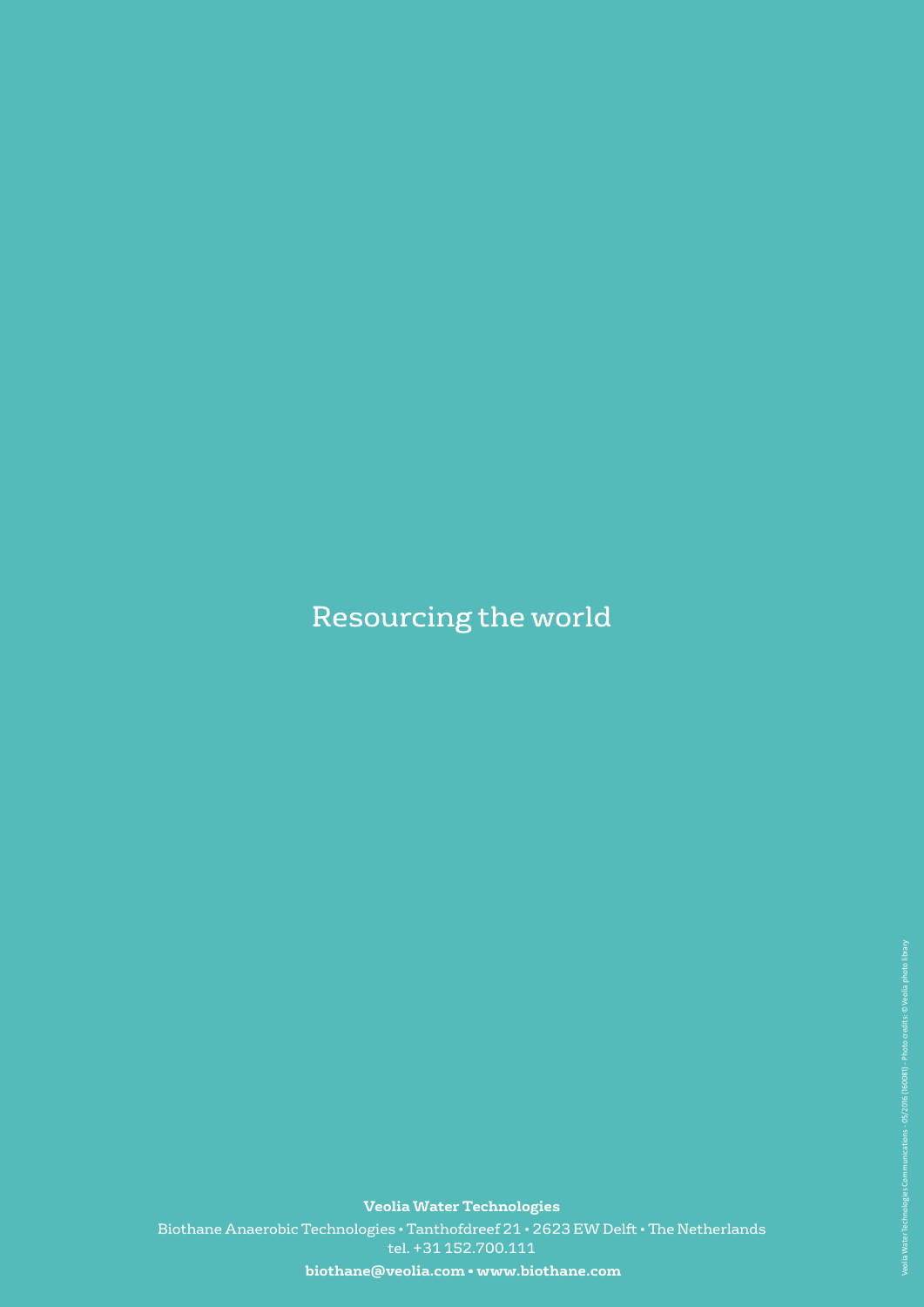Resourcing the world

**Veolia Water Technologies**

Biothane Anaerobic Technologies • Tanthofdreef 21 • 2623 EW Delft • The Netherlands
tel. +31 152.700.111

**biothane@veolia.com • www.biothane.com**

Veolia Water Technologies Communications - 05/2016 (16008) - Photo credits: © Veolia photo library